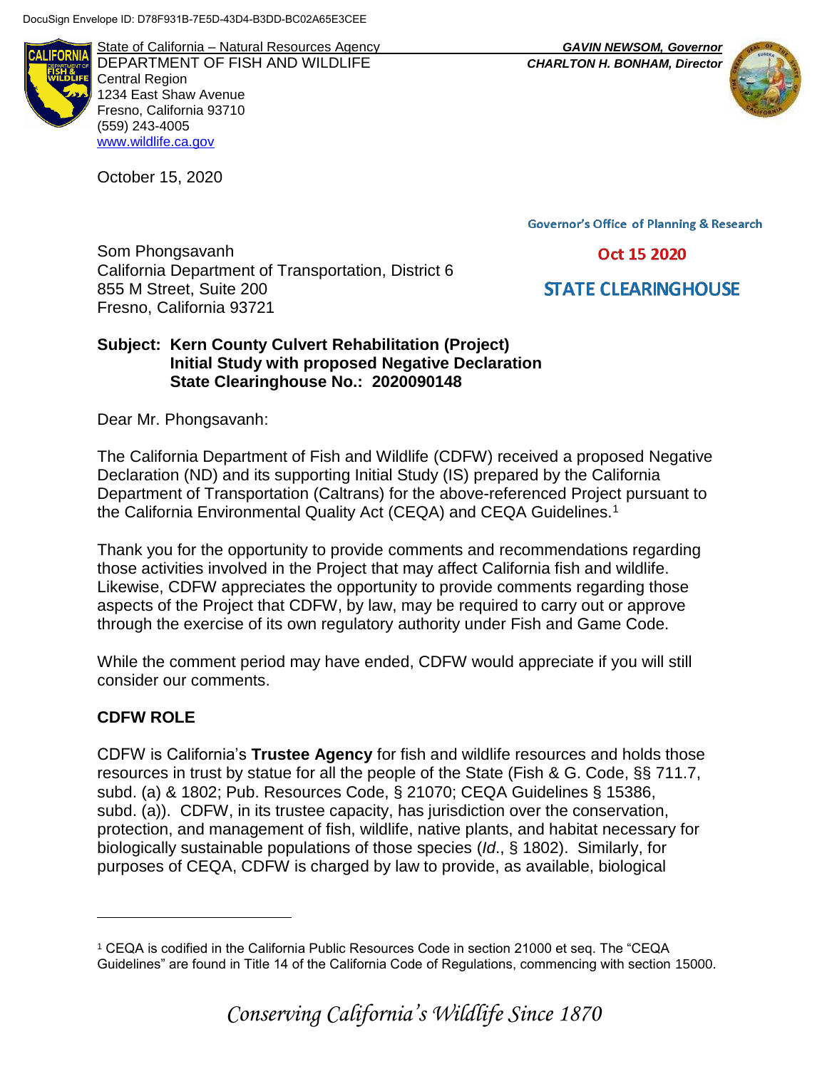DocuSign Envelope ID: D78F931B-7E5D-43D4-B3DD-BC02A65E3CEE

State of California – Natural Resources Agency
DEPARTMENT OF FISH AND WILDLIFE
Central Region
1234 East Shaw Avenue
Fresno, California 93710
(559) 243-4005
www.wildlife.ca.gov

***GAVIN NEWSOM, Governor***
***CHARLTON H. BONHAM, Director***

October 15, 2020

Governor's Office of Planning & Research

Oct 15 2020

STATE CLEARINGHOUSE

Som Phongsavanh
California Department of Transportation, District 6
855 M Street, Suite 200
Fresno, California 93721

**Subject: Kern County Culvert Rehabilitation (Project)**
**Initial Study with proposed Negative Declaration**
**State Clearinghouse No.: 2020090148**

Dear Mr. Phongsavanh:

The California Department of Fish and Wildlife (CDFW) received a proposed Negative Declaration (ND) and its supporting Initial Study (IS) prepared by the California Department of Transportation (Caltrans) for the above-referenced Project pursuant to the California Environmental Quality Act (CEQA) and CEQA Guidelines.[1]

Thank you for the opportunity to provide comments and recommendations regarding those activities involved in the Project that may affect California fish and wildlife. Likewise, CDFW appreciates the opportunity to provide comments regarding those aspects of the Project that CDFW, by law, may be required to carry out or approve through the exercise of its own regulatory authority under Fish and Game Code.

While the comment period may have ended, CDFW would appreciate if you will still consider our comments.

**CDFW ROLE**

CDFW is California's **Trustee Agency** for fish and wildlife resources and holds those resources in trust by statue for all the people of the State (Fish & G. Code, §§ 711.7, subd. (a) & 1802; Pub. Resources Code, § 21070; CEQA Guidelines § 15386, subd. (a)). CDFW, in its trustee capacity, has jurisdiction over the conservation, protection, and management of fish, wildlife, native plants, and habitat necessary for biologically sustainable populations of those species (*Id*., § 1802). Similarly, for purposes of CEQA, CDFW is charged by law to provide, as available, biological

[1] CEQA is codified in the California Public Resources Code in section 21000 et seq. The "CEQA Guidelines" are found in Title 14 of the California Code of Regulations, commencing with section 15000.

*Conserving California's Wildlife Since 1870*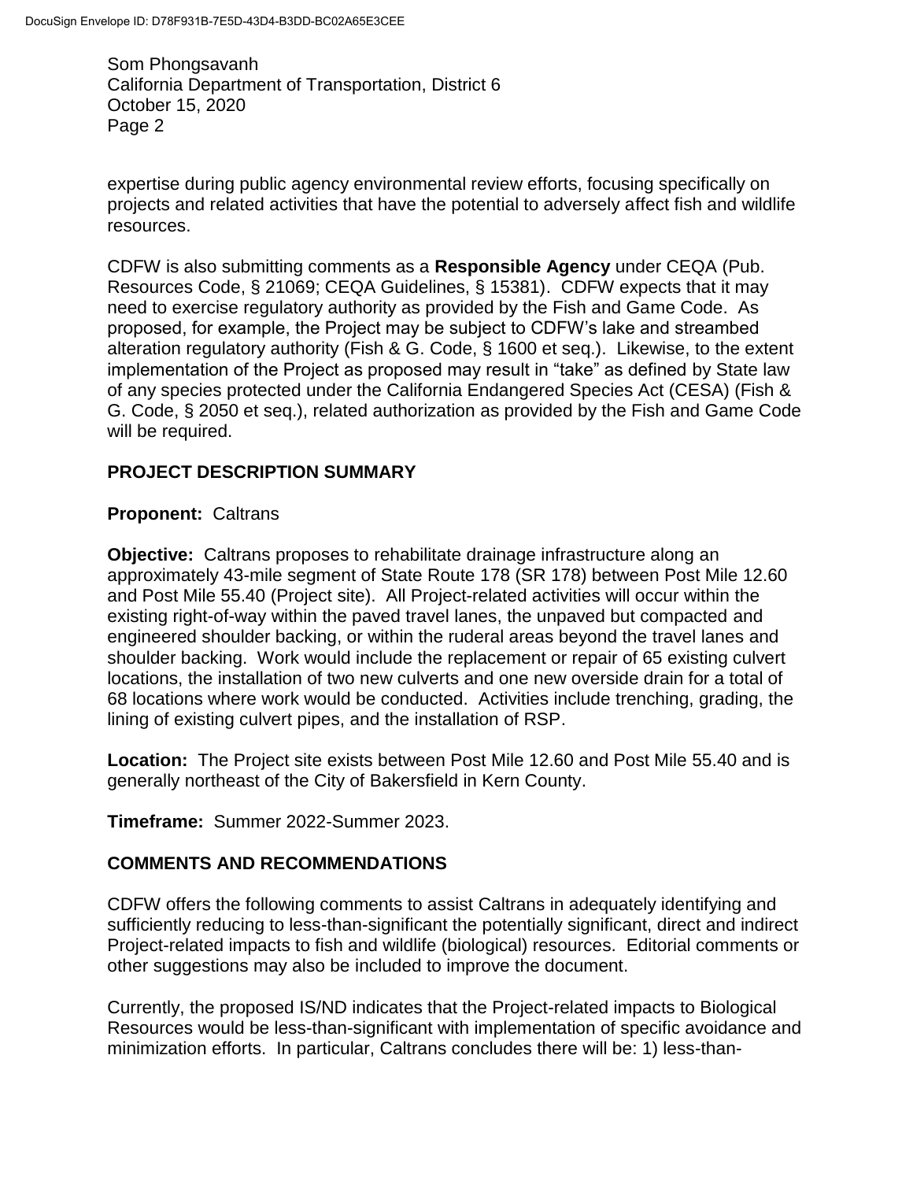expertise during public agency environmental review efforts, focusing specifically on projects and related activities that have the potential to adversely affect fish and wildlife resources.

CDFW is also submitting comments as a **Responsible Agency** under CEQA (Pub. Resources Code, § 21069; CEQA Guidelines, § 15381). CDFW expects that it may need to exercise regulatory authority as provided by the Fish and Game Code. As proposed, for example, the Project may be subject to CDFW's lake and streambed alteration regulatory authority (Fish & G. Code, § 1600 et seq.). Likewise, to the extent implementation of the Project as proposed may result in "take" as defined by State law of any species protected under the California Endangered Species Act (CESA) (Fish & G. Code, § 2050 et seq.), related authorization as provided by the Fish and Game Code will be required.

## PROJECT DESCRIPTION SUMMARY

**Proponent:** Caltrans

**Objective:** Caltrans proposes to rehabilitate drainage infrastructure along an approximately 43-mile segment of State Route 178 (SR 178) between Post Mile 12.60 and Post Mile 55.40 (Project site). All Project-related activities will occur within the existing right-of-way within the paved travel lanes, the unpaved but compacted and engineered shoulder backing, or within the ruderal areas beyond the travel lanes and shoulder backing. Work would include the replacement or repair of 65 existing culvert locations, the installation of two new culverts and one new overside drain for a total of 68 locations where work would be conducted. Activities include trenching, grading, the lining of existing culvert pipes, and the installation of RSP.

**Location:** The Project site exists between Post Mile 12.60 and Post Mile 55.40 and is generally northeast of the City of Bakersfield in Kern County.

**Timeframe:** Summer 2022-Summer 2023.

## COMMENTS AND RECOMMENDATIONS

CDFW offers the following comments to assist Caltrans in adequately identifying and sufficiently reducing to less-than-significant the potentially significant, direct and indirect Project-related impacts to fish and wildlife (biological) resources. Editorial comments or other suggestions may also be included to improve the document.

Currently, the proposed IS/ND indicates that the Project-related impacts to Biological Resources would be less-than-significant with implementation of specific avoidance and minimization efforts. In particular, Caltrans concludes there will be: 1) less-than-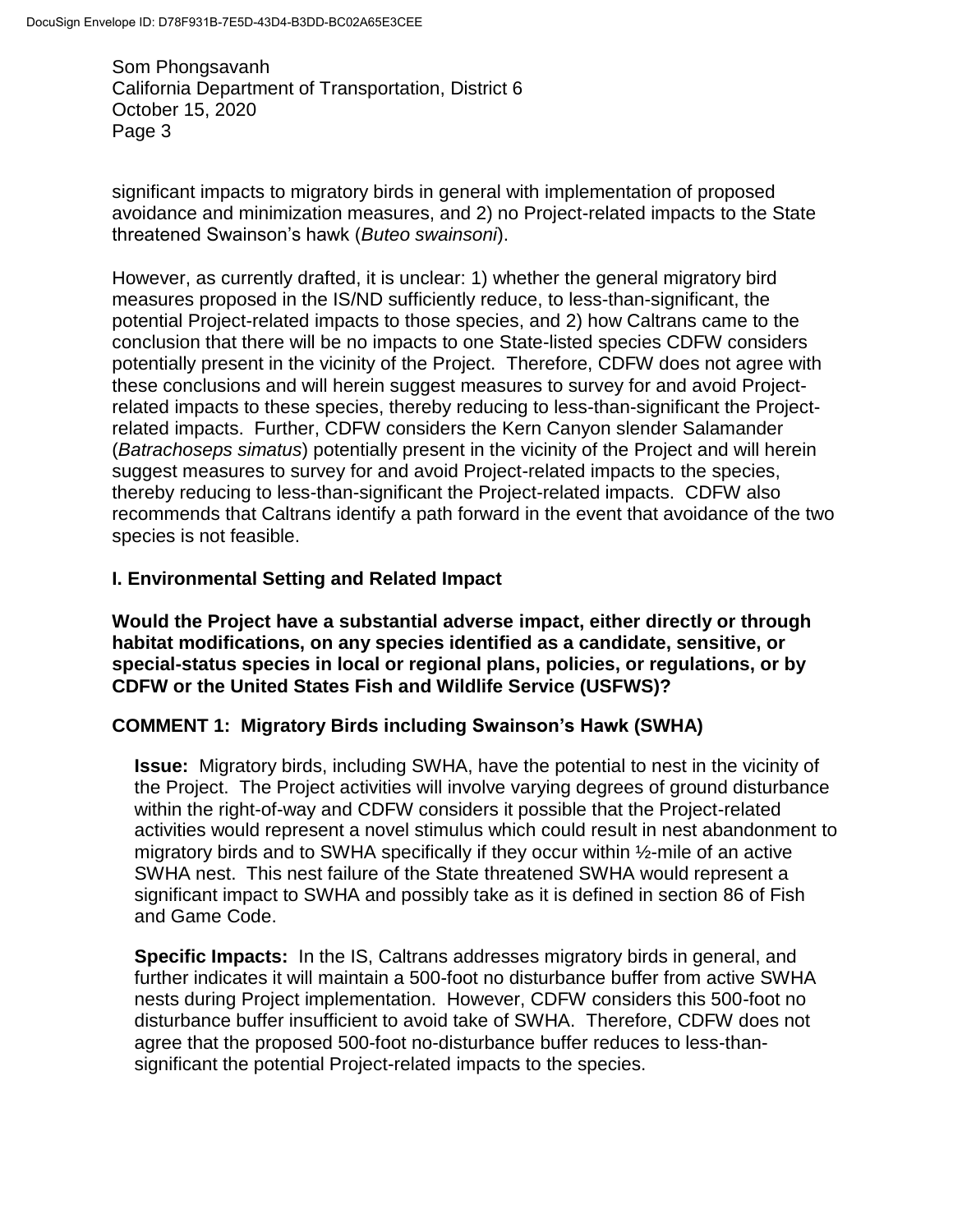significant impacts to migratory birds in general with implementation of proposed avoidance and minimization measures, and 2) no Project-related impacts to the State threatened Swainson's hawk (*Buteo swainsoni*).

However, as currently drafted, it is unclear: 1) whether the general migratory bird measures proposed in the IS/ND sufficiently reduce, to less-than-significant, the potential Project-related impacts to those species, and 2) how Caltrans came to the conclusion that there will be no impacts to one State-listed species CDFW considers potentially present in the vicinity of the Project. Therefore, CDFW does not agree with these conclusions and will herein suggest measures to survey for and avoid Project-related impacts to these species, thereby reducing to less-than-significant the Project-related impacts. Further, CDFW considers the Kern Canyon slender Salamander (*Batrachoseps simatus*) potentially present in the vicinity of the Project and will herein suggest measures to survey for and avoid Project-related impacts to the species, thereby reducing to less-than-significant the Project-related impacts. CDFW also recommends that Caltrans identify a path forward in the event that avoidance of the two species is not feasible.

## I. Environmental Setting and Related Impact

**Would the Project have a substantial adverse impact, either directly or through habitat modifications, on any species identified as a candidate, sensitive, or special-status species in local or regional plans, policies, or regulations, or by CDFW or the United States Fish and Wildlife Service (USFWS)?**

### COMMENT 1: Migratory Birds including Swainson's Hawk (SWHA)

**Issue:** Migratory birds, including SWHA, have the potential to nest in the vicinity of the Project. The Project activities will involve varying degrees of ground disturbance within the right-of-way and CDFW considers it possible that the Project-related activities would represent a novel stimulus which could result in nest abandonment to migratory birds and to SWHA specifically if they occur within ½-mile of an active SWHA nest. This nest failure of the State threatened SWHA would represent a significant impact to SWHA and possibly take as it is defined in section 86 of Fish and Game Code.

**Specific Impacts:** In the IS, Caltrans addresses migratory birds in general, and further indicates it will maintain a 500-foot no disturbance buffer from active SWHA nests during Project implementation. However, CDFW considers this 500-foot no disturbance buffer insufficient to avoid take of SWHA. Therefore, CDFW does not agree that the proposed 500-foot no-disturbance buffer reduces to less-than-significant the potential Project-related impacts to the species.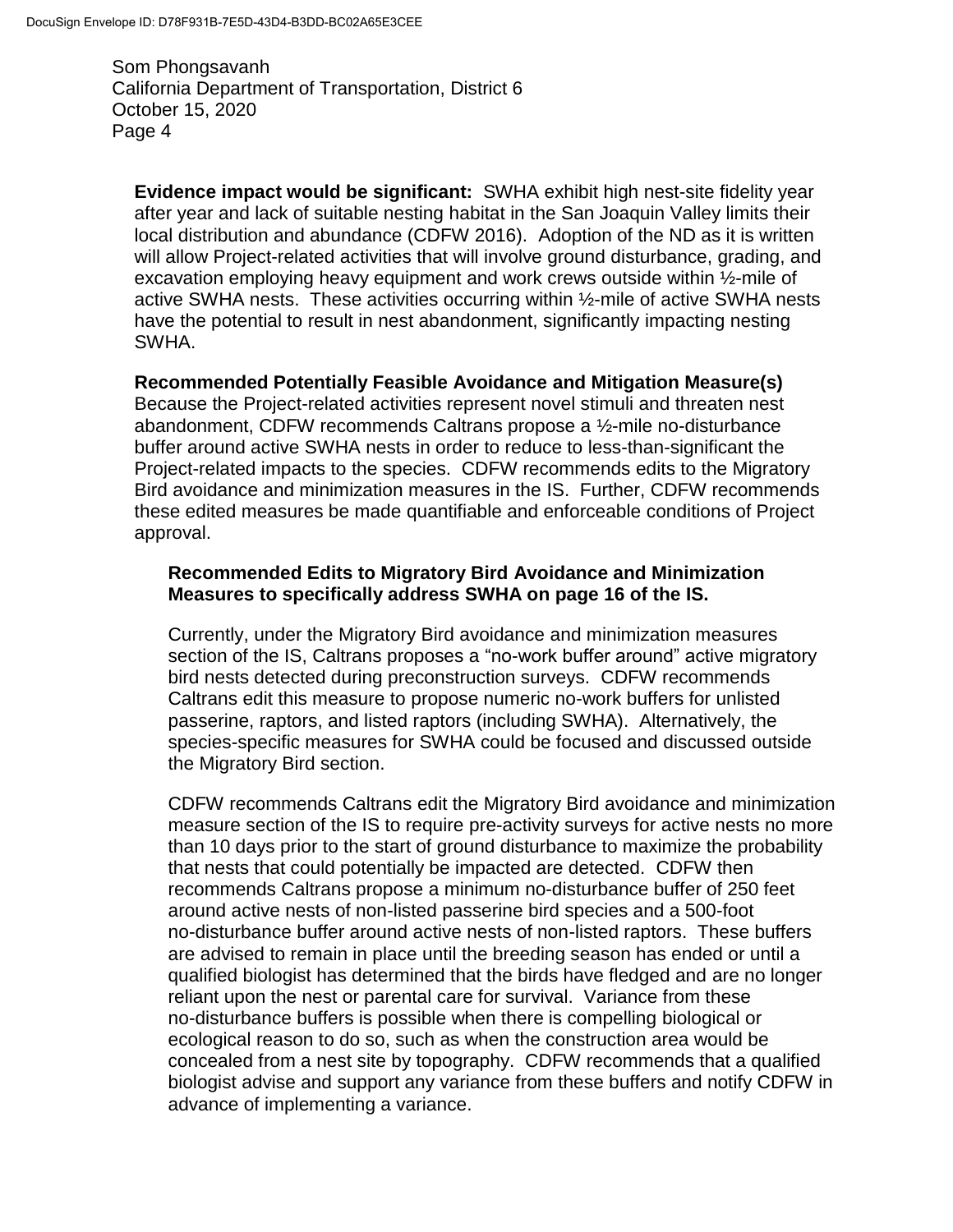**Evidence impact would be significant:** SWHA exhibit high nest-site fidelity year after year and lack of suitable nesting habitat in the San Joaquin Valley limits their local distribution and abundance (CDFW 2016). Adoption of the ND as it is written will allow Project-related activities that will involve ground disturbance, grading, and excavation employing heavy equipment and work crews outside within ½-mile of active SWHA nests. These activities occurring within ½-mile of active SWHA nests have the potential to result in nest abandonment, significantly impacting nesting SWHA.

**Recommended Potentially Feasible Avoidance and Mitigation Measure(s)**
Because the Project-related activities represent novel stimuli and threaten nest abandonment, CDFW recommends Caltrans propose a ½-mile no-disturbance buffer around active SWHA nests in order to reduce to less-than-significant the Project-related impacts to the species. CDFW recommends edits to the Migratory Bird avoidance and minimization measures in the IS. Further, CDFW recommends these edited measures be made quantifiable and enforceable conditions of Project approval.

**Recommended Edits to Migratory Bird Avoidance and Minimization Measures to specifically address SWHA on page 16 of the IS.**

Currently, under the Migratory Bird avoidance and minimization measures section of the IS, Caltrans proposes a "no-work buffer around" active migratory bird nests detected during preconstruction surveys. CDFW recommends Caltrans edit this measure to propose numeric no-work buffers for unlisted passerine, raptors, and listed raptors (including SWHA). Alternatively, the species-specific measures for SWHA could be focused and discussed outside the Migratory Bird section.

CDFW recommends Caltrans edit the Migratory Bird avoidance and minimization measure section of the IS to require pre-activity surveys for active nests no more than 10 days prior to the start of ground disturbance to maximize the probability that nests that could potentially be impacted are detected. CDFW then recommends Caltrans propose a minimum no-disturbance buffer of 250 feet around active nests of non-listed passerine bird species and a 500-foot no-disturbance buffer around active nests of non-listed raptors. These buffers are advised to remain in place until the breeding season has ended or until a qualified biologist has determined that the birds have fledged and are no longer reliant upon the nest or parental care for survival. Variance from these no-disturbance buffers is possible when there is compelling biological or ecological reason to do so, such as when the construction area would be concealed from a nest site by topography. CDFW recommends that a qualified biologist advise and support any variance from these buffers and notify CDFW in advance of implementing a variance.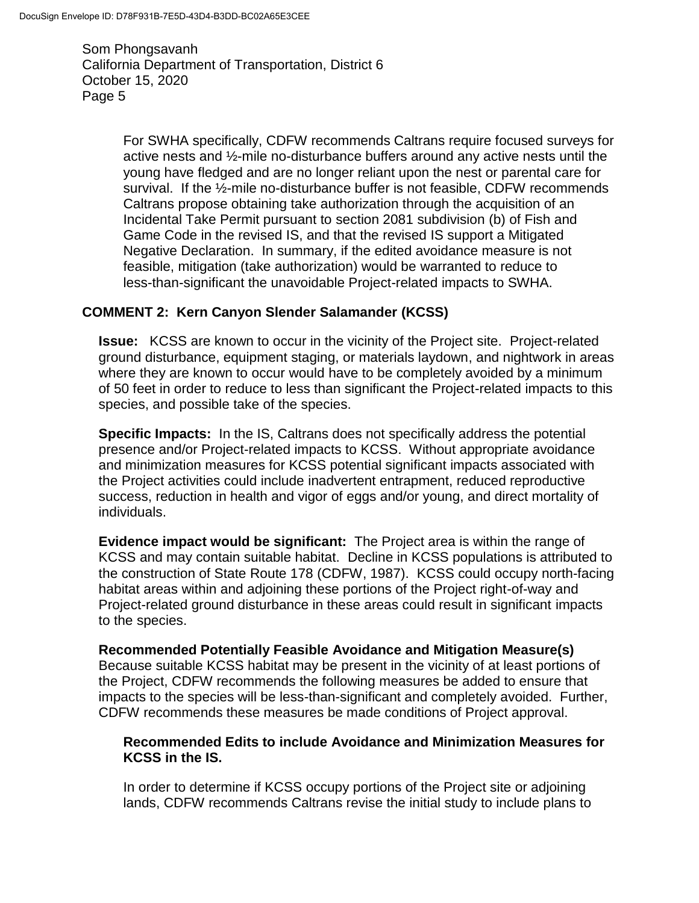For SWHA specifically, CDFW recommends Caltrans require focused surveys for active nests and ½-mile no-disturbance buffers around any active nests until the young have fledged and are no longer reliant upon the nest or parental care for survival. If the ½-mile no-disturbance buffer is not feasible, CDFW recommends Caltrans propose obtaining take authorization through the acquisition of an Incidental Take Permit pursuant to section 2081 subdivision (b) of Fish and Game Code in the revised IS, and that the revised IS support a Mitigated Negative Declaration. In summary, if the edited avoidance measure is not feasible, mitigation (take authorization) would be warranted to reduce to less-than-significant the unavoidable Project-related impacts to SWHA.

## COMMENT 2: Kern Canyon Slender Salamander (KCSS)

**Issue:** KCSS are known to occur in the vicinity of the Project site. Project-related ground disturbance, equipment staging, or materials laydown, and nightwork in areas where they are known to occur would have to be completely avoided by a minimum of 50 feet in order to reduce to less than significant the Project-related impacts to this species, and possible take of the species.

**Specific Impacts:** In the IS, Caltrans does not specifically address the potential presence and/or Project-related impacts to KCSS. Without appropriate avoidance and minimization measures for KCSS potential significant impacts associated with the Project activities could include inadvertent entrapment, reduced reproductive success, reduction in health and vigor of eggs and/or young, and direct mortality of individuals.

**Evidence impact would be significant:** The Project area is within the range of KCSS and may contain suitable habitat. Decline in KCSS populations is attributed to the construction of State Route 178 (CDFW, 1987). KCSS could occupy north-facing habitat areas within and adjoining these portions of the Project right-of-way and Project-related ground disturbance in these areas could result in significant impacts to the species.

**Recommended Potentially Feasible Avoidance and Mitigation Measure(s)**
Because suitable KCSS habitat may be present in the vicinity of at least portions of the Project, CDFW recommends the following measures be added to ensure that impacts to the species will be less-than-significant and completely avoided. Further, CDFW recommends these measures be made conditions of Project approval.

**Recommended Edits to include Avoidance and Minimization Measures for KCSS in the IS.**

In order to determine if KCSS occupy portions of the Project site or adjoining lands, CDFW recommends Caltrans revise the initial study to include plans to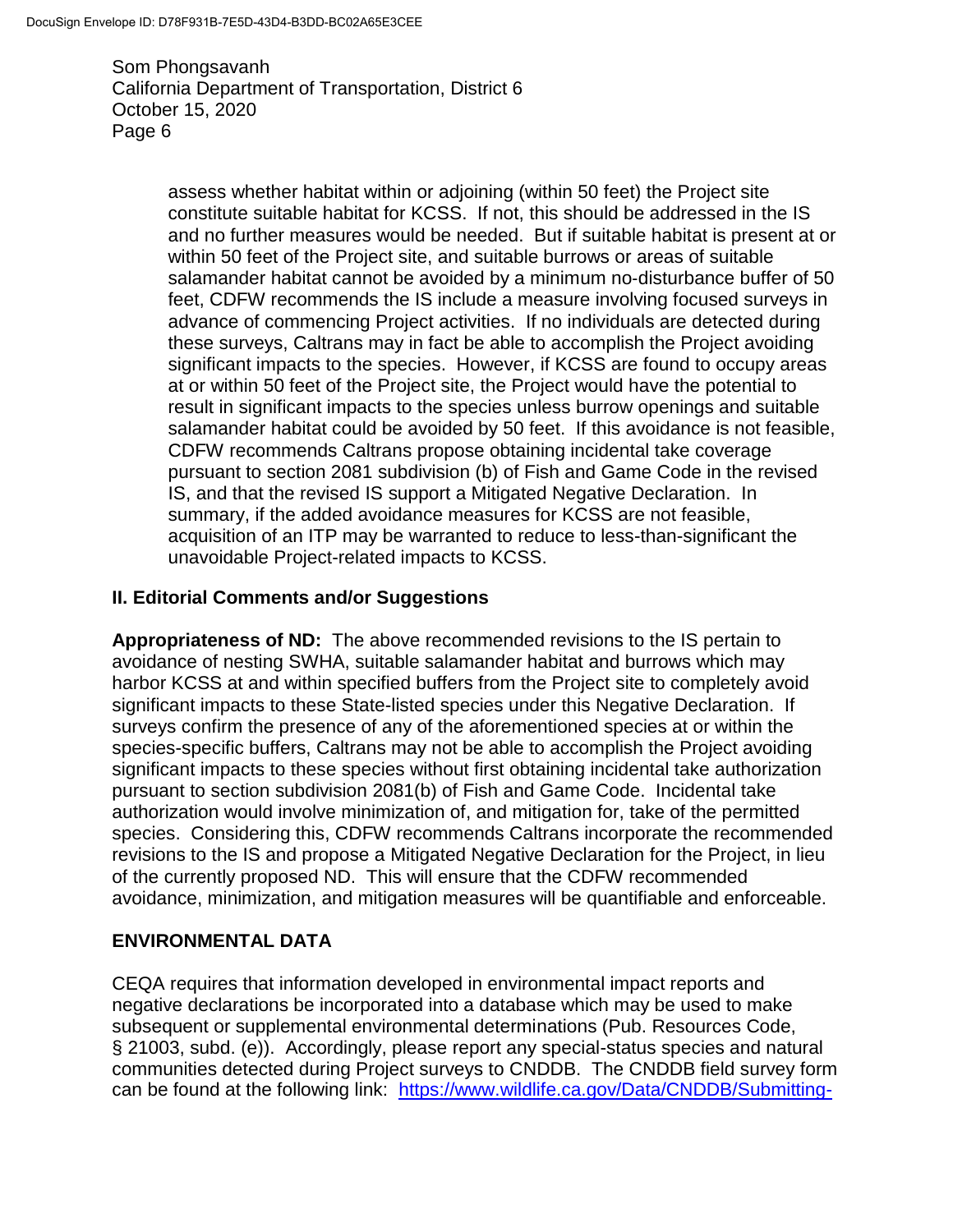assess whether habitat within or adjoining (within 50 feet) the Project site constitute suitable habitat for KCSS. If not, this should be addressed in the IS and no further measures would be needed. But if suitable habitat is present at or within 50 feet of the Project site, and suitable burrows or areas of suitable salamander habitat cannot be avoided by a minimum no-disturbance buffer of 50 feet, CDFW recommends the IS include a measure involving focused surveys in advance of commencing Project activities. If no individuals are detected during these surveys, Caltrans may in fact be able to accomplish the Project avoiding significant impacts to the species. However, if KCSS are found to occupy areas at or within 50 feet of the Project site, the Project would have the potential to result in significant impacts to the species unless burrow openings and suitable salamander habitat could be avoided by 50 feet. If this avoidance is not feasible, CDFW recommends Caltrans propose obtaining incidental take coverage pursuant to section 2081 subdivision (b) of Fish and Game Code in the revised IS, and that the revised IS support a Mitigated Negative Declaration. In summary, if the added avoidance measures for KCSS are not feasible, acquisition of an ITP may be warranted to reduce to less-than-significant the unavoidable Project-related impacts to KCSS.

## II. Editorial Comments and/or Suggestions

**Appropriateness of ND:** The above recommended revisions to the IS pertain to avoidance of nesting SWHA, suitable salamander habitat and burrows which may harbor KCSS at and within specified buffers from the Project site to completely avoid significant impacts to these State-listed species under this Negative Declaration. If surveys confirm the presence of any of the aforementioned species at or within the species-specific buffers, Caltrans may not be able to accomplish the Project avoiding significant impacts to these species without first obtaining incidental take authorization pursuant to section subdivision 2081(b) of Fish and Game Code. Incidental take authorization would involve minimization of, and mitigation for, take of the permitted species. Considering this, CDFW recommends Caltrans incorporate the recommended revisions to the IS and propose a Mitigated Negative Declaration for the Project, in lieu of the currently proposed ND. This will ensure that the CDFW recommended avoidance, minimization, and mitigation measures will be quantifiable and enforceable.

## ENVIRONMENTAL DATA

CEQA requires that information developed in environmental impact reports and negative declarations be incorporated into a database which may be used to make subsequent or supplemental environmental determinations (Pub. Resources Code, § 21003, subd. (e)). Accordingly, please report any special-status species and natural communities detected during Project surveys to CNDDB. The CNDDB field survey form can be found at the following link: https://www.wildlife.ca.gov/Data/CNDDB/Submitting-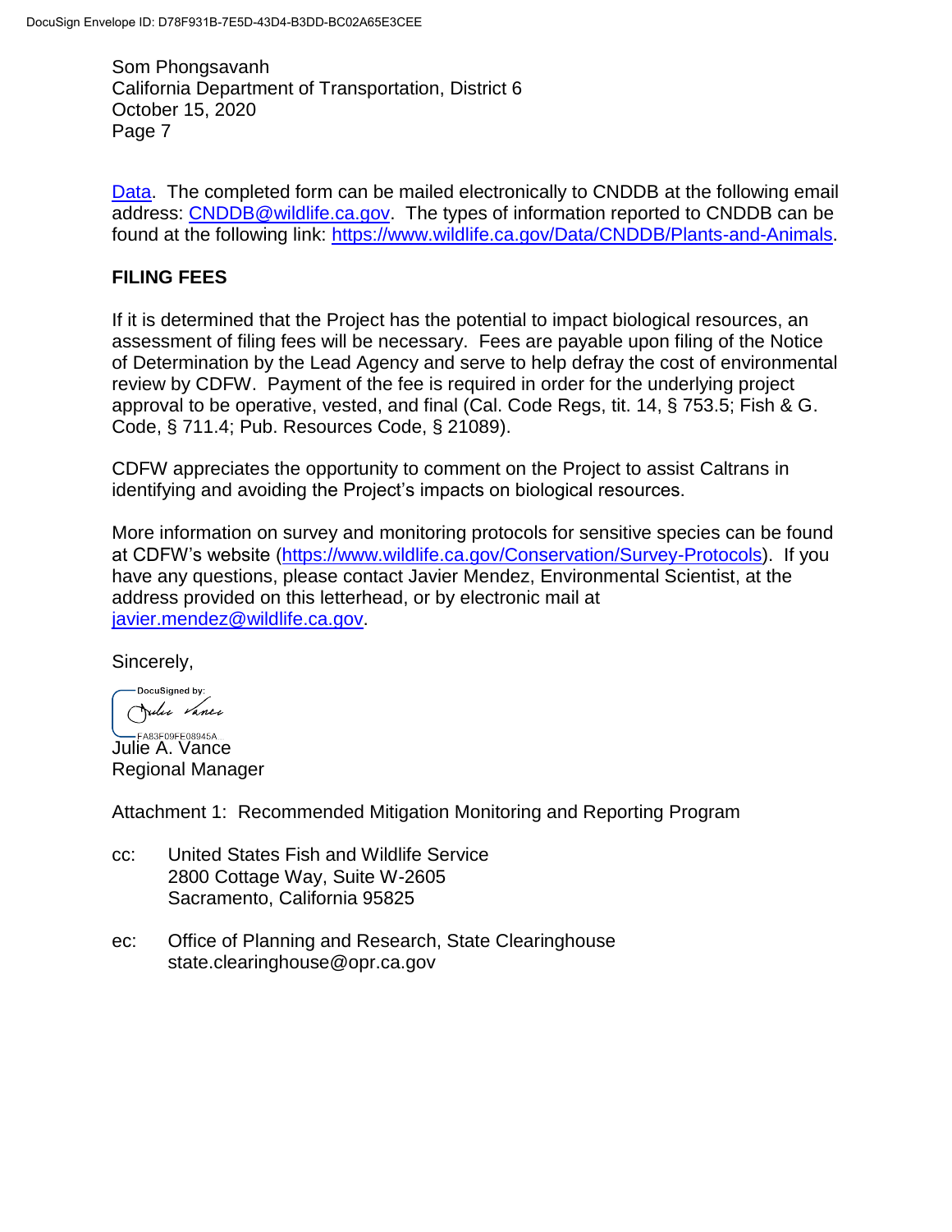Data. The completed form can be mailed electronically to CNDDB at the following email address: CNDDB@wildlife.ca.gov. The types of information reported to CNDDB can be found at the following link: https://www.wildlife.ca.gov/Data/CNDDB/Plants-and-Animals.

## FILING FEES

If it is determined that the Project has the potential to impact biological resources, an assessment of filing fees will be necessary. Fees are payable upon filing of the Notice of Determination by the Lead Agency and serve to help defray the cost of environmental review by CDFW. Payment of the fee is required in order for the underlying project approval to be operative, vested, and final (Cal. Code Regs, tit. 14, § 753.5; Fish & G. Code, § 711.4; Pub. Resources Code, § 21089).

CDFW appreciates the opportunity to comment on the Project to assist Caltrans in identifying and avoiding the Project's impacts on biological resources.

More information on survey and monitoring protocols for sensitive species can be found at CDFW's website (https://www.wildlife.ca.gov/Conservation/Survey-Protocols). If you have any questions, please contact Javier Mendez, Environmental Scientist, at the address provided on this letterhead, or by electronic mail at javier.mendez@wildlife.ca.gov.

Sincerely,

DocuSigned by:
FA83F09FE08945A

Julie A. Vance
Regional Manager

Attachment 1: Recommended Mitigation Monitoring and Reporting Program

cc: United States Fish and Wildlife Service
2800 Cottage Way, Suite W-2605
Sacramento, California 95825

ec: Office of Planning and Research, State Clearinghouse
state.clearinghouse@opr.ca.gov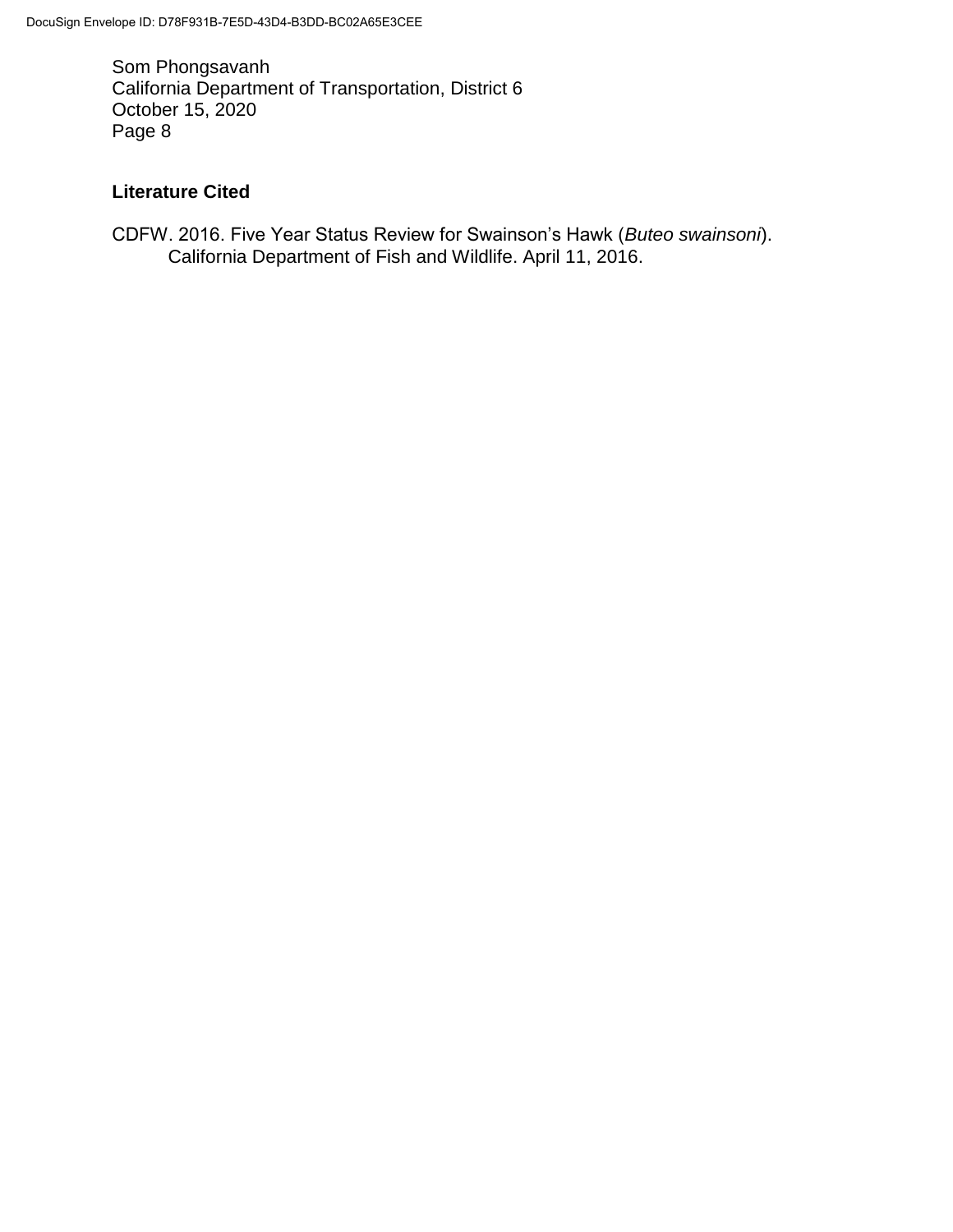Som Phongsavanh
California Department of Transportation, District 6
October 15, 2020
Page 8

## Literature Cited

CDFW. 2016. Five Year Status Review for Swainson's Hawk (*Buteo swainsoni*). California Department of Fish and Wildlife. April 11, 2016.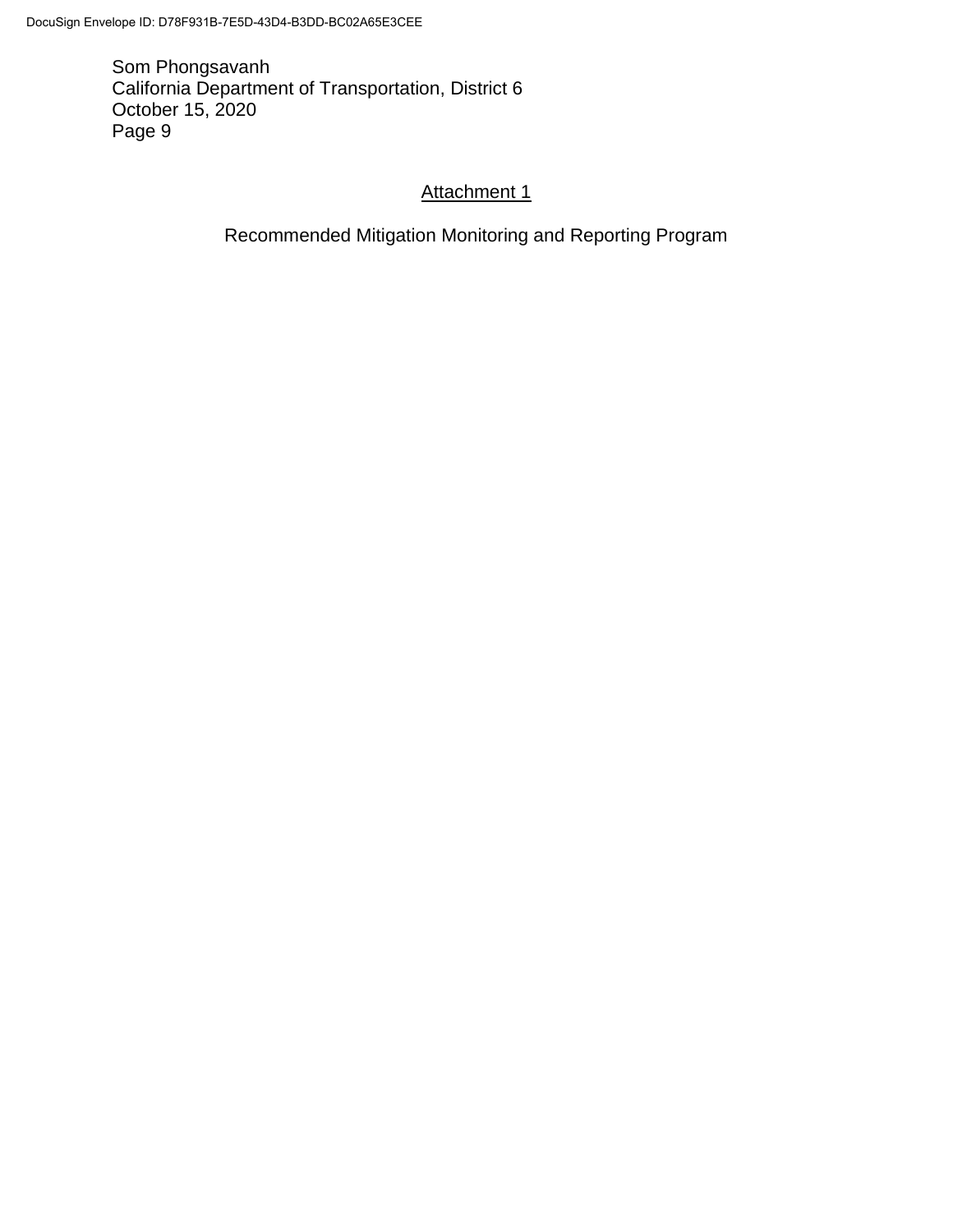Som Phongsavanh
California Department of Transportation, District 6
October 15, 2020

## Attachment 1

Recommended Mitigation Monitoring and Reporting Program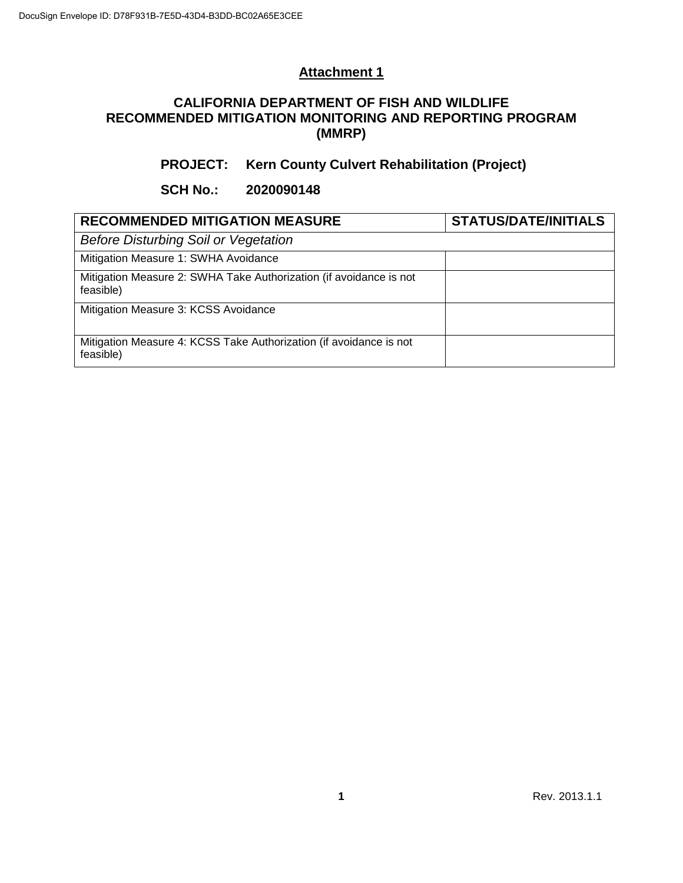## Attachment 1

### CALIFORNIA DEPARTMENT OF FISH AND WILDLIFE RECOMMENDED MITIGATION MONITORING AND REPORTING PROGRAM (MMRP)

**PROJECT:** **Kern County Culvert Rehabilitation (Project)**

**SCH No.:** **2020090148**

| RECOMMENDED MITIGATION MEASURE | STATUS/DATE/INITIALS |
|---|---|
| *Before Disturbing Soil or Vegetation* | |
| Mitigation Measure 1: SWHA Avoidance | |
| Mitigation Measure 2: SWHA Take Authorization (if avoidance is not feasible) | |
| Mitigation Measure 3: KCSS Avoidance | |
| Mitigation Measure 4: KCSS Take Authorization (if avoidance is not feasible) | |

Rev. 2013.1.1